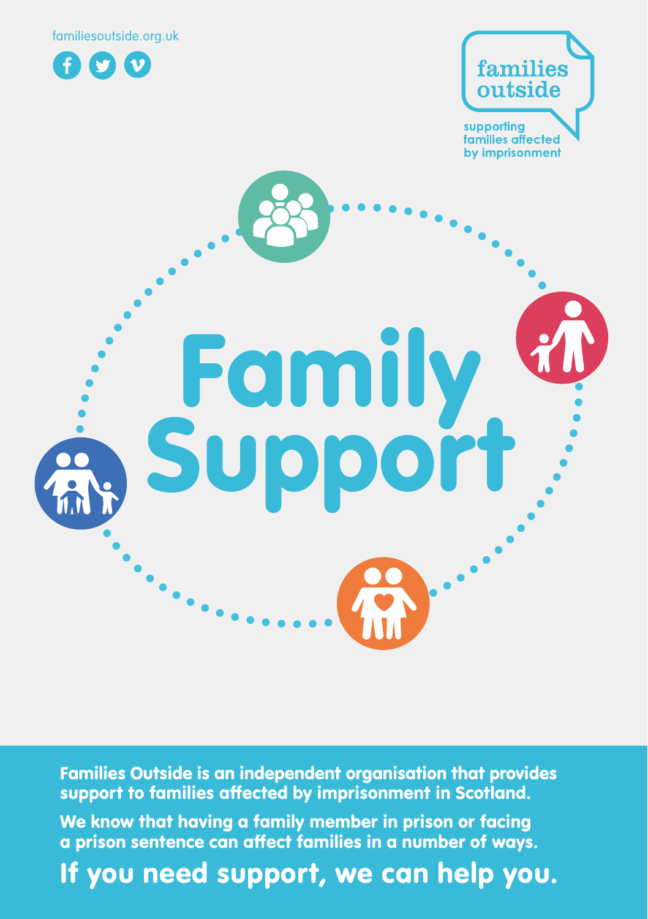familiesoutside.org.uk

families outside

supporting families affected by imprisonment

# Family Support

**Families Outside is an independent organisation that provides support to families affected by imprisonment in Scotland.**

**We know that having a family member in prison or facing a prison sentence can affect families in a number of ways.**

## If you need support, we can help you.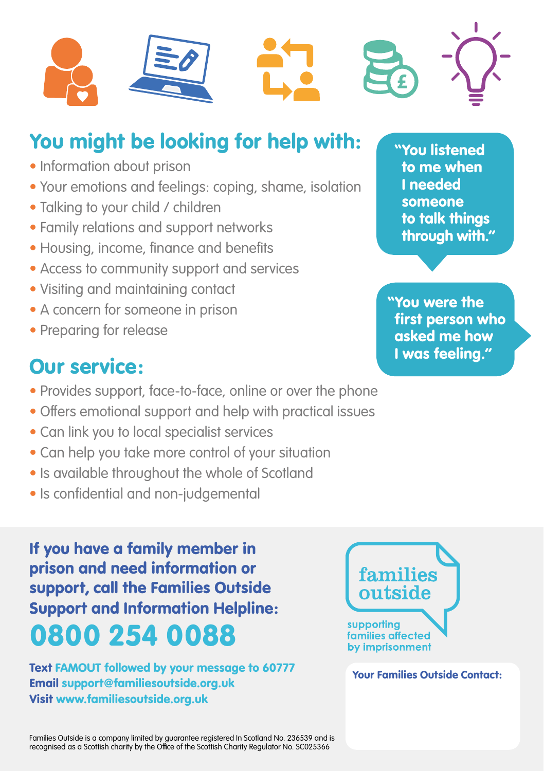## You might be looking for help with:

- Information about prison
- Your emotions and feelings: coping, shame, isolation
- Talking to your child / children
- Family relations and support networks
- Housing, income, finance and benefits
- Access to community support and services
- Visiting and maintaining contact
- A concern for someone in prison
- Preparing for release

**"You listened to me when I needed someone to talk things through with."**

**"You were the first person who asked me how I was feeling."**

## Our service:

- Provides support, face-to-face, online or over the phone
- Offers emotional support and help with practical issues
- Can link you to local specialist services
- Can help you take more control of your situation
- Is available throughout the whole of Scotland
- Is confidential and non-judgemental

**If you have a family member in prison and need information or support, call the Families Outside Support and Information Helpline:**

# 0800 254 0088

**Text FAMOUT followed by your message to 60777**
**Email support@familiesoutside.org.uk**
**Visit www.familiesoutside.org.uk**

families outside
supporting families affected by imprisonment

**Your Families Outside Contact:**

Families Outside is a company limited by guarantee registered In Scotland No. 236539 and is recognised as a Scottish charity by the Office of the Scottish Charity Regulator No. SC025366